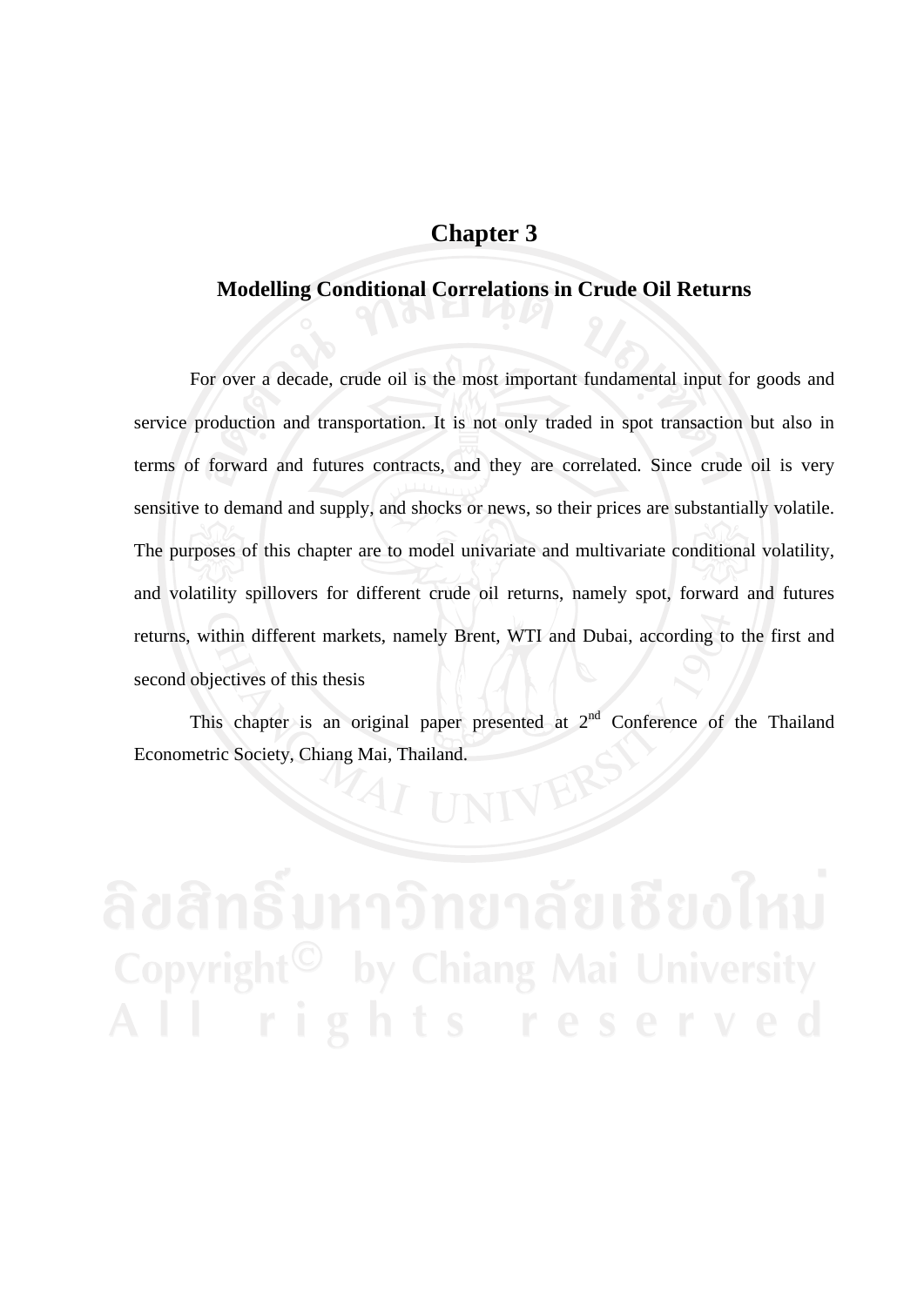# Chapter 3

## Modelling Conditional Correlations in Crude Oil Returns

For over a decade, crude oil is the most important fundamental input for goods and service production and transportation. It is not only traded in spot transaction but also in terms of forward and futures contracts, and they are correlated. Since crude oil is very sensitive to demand and supply, and shocks or news, so their prices are substantially volatile. The purposes of this chapter are to model univariate and multivariate conditional volatility, and volatility spillovers for different crude oil returns, namely spot, forward and futures returns, within different markets, namely Brent, WTI and Dubai, according to the first and second objectives of this thesis

This chapter is an original paper presented at 2nd Conference of the Thailand Econometric Society, Chiang Mai, Thailand.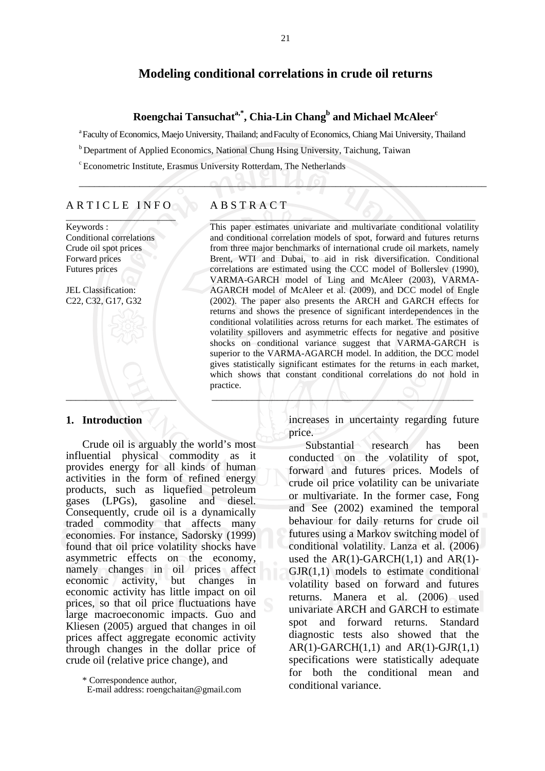# Modeling conditional correlations in crude oil returns

**Roengchai Tansuchat[a,*], Chia-Lin Chang[b] and Michael McAleer[c]**

[a] Faculty of Economics, Maejo University, Thailand; and Faculty of Economics, Chiang Mai University, Thailand

[b] Department of Applied Economics, National Chung Hsing University, Taichung, Taiwan

[c] Econometric Institute, Erasmus University Rotterdam, The Netherlands

---

## ARTICLE INFO

Keywords :
Conditional correlations
Crude oil spot prices
Forward prices
Futures prices

JEL Classification:
C22, C32, G17, G32

## ABSTRACT

This paper estimates univariate and multivariate conditional volatility and conditional correlation models of spot, forward and futures returns from three major benchmarks of international crude oil markets, namely Brent, WTI and Dubai, to aid in risk diversification. Conditional correlations are estimated using the CCC model of Bollerslev (1990), VARMA-GARCH model of Ling and McAleer (2003), VARMA-AGARCH model of McAleer et al. (2009), and DCC model of Engle (2002). The paper also presents the ARCH and GARCH effects for returns and shows the presence of significant interdependences in the conditional volatilities across returns for each market. The estimates of volatility spillovers and asymmetric effects for negative and positive shocks on conditional variance suggest that VARMA-GARCH is superior to the VARMA-AGARCH model. In addition, the DCC model gives statistically significant estimates for the returns in each market, which shows that constant conditional correlations do not hold in practice.

---

## 1. Introduction

Crude oil is arguably the world's most influential physical commodity as it provides energy for all kinds of human activities in the form of refined energy products, such as liquefied petroleum gases (LPGs), gasoline and diesel. Consequently, crude oil is a dynamically traded commodity that affects many economies. For instance, Sadorsky (1999) found that oil price volatility shocks have asymmetric effects on the economy, namely changes in oil prices affect economic activity, but changes in economic activity has little impact on oil prices, so that oil price fluctuations have large macroeconomic impacts. Guo and Kliesen (2005) argued that changes in oil prices affect aggregate economic activity through changes in the dollar price of crude oil (relative price change), and increases in uncertainty regarding future price.

Substantial research has been conducted on the volatility of spot, forward and futures prices. Models of crude oil price volatility can be univariate or multivariate. In the former case, Fong and See (2002) examined the temporal behaviour for daily returns for crude oil futures using a Markov switching model of conditional volatility. Lanza et al. (2006) used the AR(1)-GARCH(1,1) and AR(1)-GJR(1,1) models to estimate conditional volatility based on forward and futures returns. Manera et al. (2006) used univariate ARCH and GARCH to estimate spot and forward returns. Standard diagnostic tests also showed that the AR(1)-GARCH(1,1) and AR(1)-GJR(1,1) specifications were statistically adequate for both the conditional mean and conditional variance.

\* Correspondence author,
E-mail address: roengchaitan@gmail.com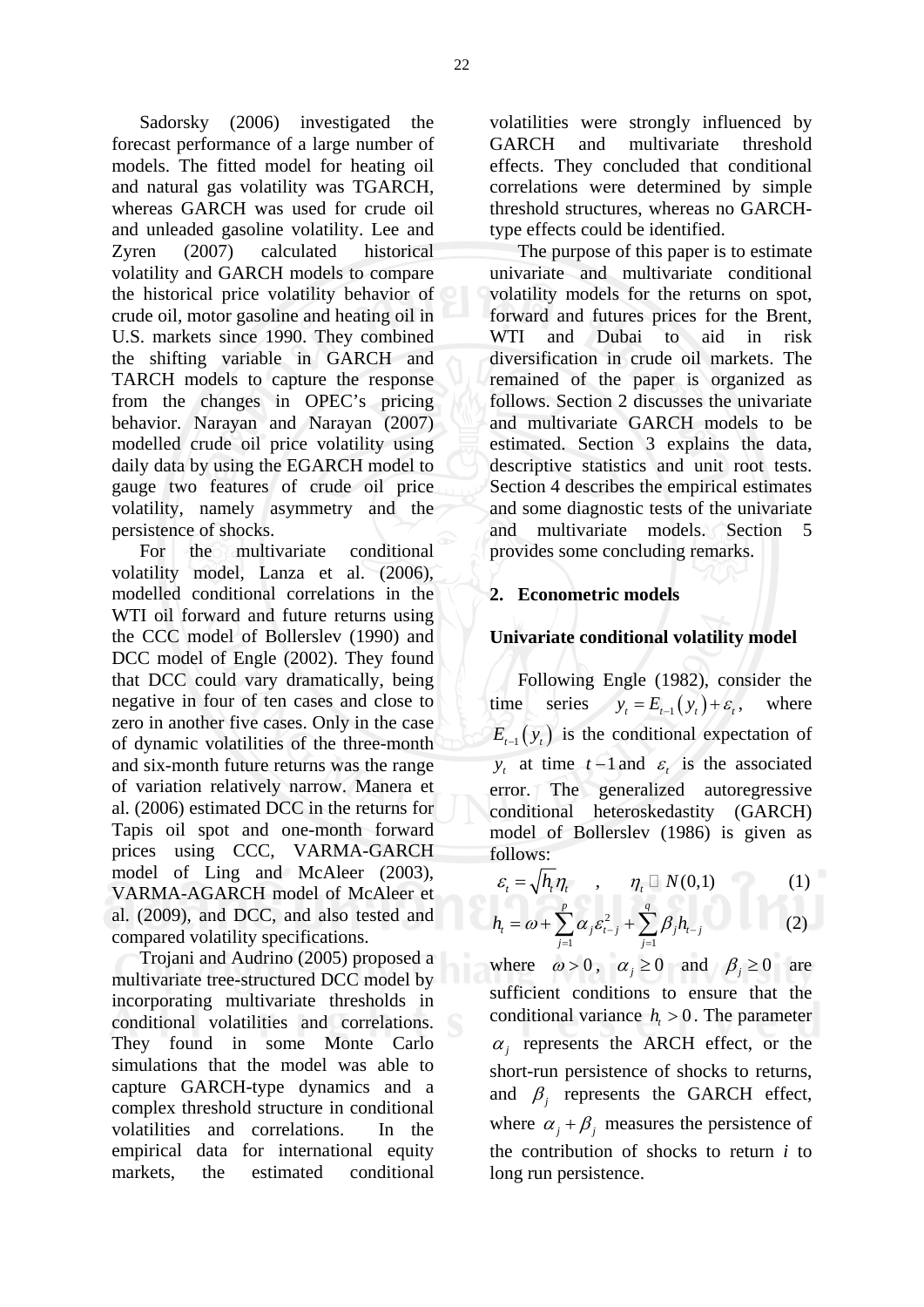Sadorsky (2006) investigated the forecast performance of a large number of models. The fitted model for heating oil and natural gas volatility was TGARCH, whereas GARCH was used for crude oil and unleaded gasoline volatility. Lee and Zyren (2007) calculated historical volatility and GARCH models to compare the historical price volatility behavior of crude oil, motor gasoline and heating oil in U.S. markets since 1990. They combined the shifting variable in GARCH and TARCH models to capture the response from the changes in OPEC's pricing behavior. Narayan and Narayan (2007) modelled crude oil price volatility using daily data by using the EGARCH model to gauge two features of crude oil price volatility, namely asymmetry and the persistence of shocks.

For the multivariate conditional volatility model, Lanza et al. (2006), modelled conditional correlations in the WTI oil forward and future returns using the CCC model of Bollerslev (1990) and DCC model of Engle (2002). They found that DCC could vary dramatically, being negative in four of ten cases and close to zero in another five cases. Only in the case of dynamic volatilities of the three-month and six-month future returns was the range of variation relatively narrow. Manera et al. (2006) estimated DCC in the returns for Tapis oil spot and one-month forward prices using CCC, VARMA-GARCH model of Ling and McAleer (2003), VARMA-AGARCH model of McAleer et al. (2009), and DCC, and also tested and compared volatility specifications.

Trojani and Audrino (2005) proposed a multivariate tree-structured DCC model by incorporating multivariate thresholds in conditional volatilities and correlations. They found in some Monte Carlo simulations that the model was able to capture GARCH-type dynamics and a complex threshold structure in conditional volatilities and correlations. In the empirical data for international equity markets, the estimated conditional volatilities were strongly influenced by GARCH and multivariate threshold effects. They concluded that conditional correlations were determined by simple threshold structures, whereas no GARCH-type effects could be identified.

The purpose of this paper is to estimate univariate and multivariate conditional volatility models for the returns on spot, forward and futures prices for the Brent, WTI and Dubai to aid in risk diversification in crude oil markets. The remained of the paper is organized as follows. Section 2 discusses the univariate and multivariate GARCH models to be estimated. Section 3 explains the data, descriptive statistics and unit root tests. Section 4 describes the empirical estimates and some diagnostic tests of the univariate and multivariate models. Section 5 provides some concluding remarks.

## 2. Econometric models

### Univariate conditional volatility model

Following Engle (1982), consider the time series $y_t = E_{t-1}(y_t) + \varepsilon_t$, where $E_{t-1}(y_t)$ is the conditional expectation of $y_t$ at time $t-1$ and $\varepsilon_t$ is the associated error. The generalized autoregressive conditional heteroskedastity (GARCH) model of Bollerslev (1986) is given as follows:

$$\varepsilon_t = \sqrt{h_t}\eta_t \quad , \quad \eta_t \sim N(0,1) \tag{1}$$

$$h_t = \omega + \sum_{j=1}^{p} \alpha_j \varepsilon_{t-j}^2 + \sum_{j=1}^{q} \beta_j h_{t-j} \tag{2}$$

where $\omega > 0$, $\alpha_j \geq 0$ and $\beta_j \geq 0$ are sufficient conditions to ensure that the conditional variance $h_t > 0$. The parameter $\alpha_j$ represents the ARCH effect, or the short-run persistence of shocks to returns, and $\beta_j$ represents the GARCH effect, where $\alpha_j + \beta_j$ measures the persistence of the contribution of shocks to return *i* to long run persistence.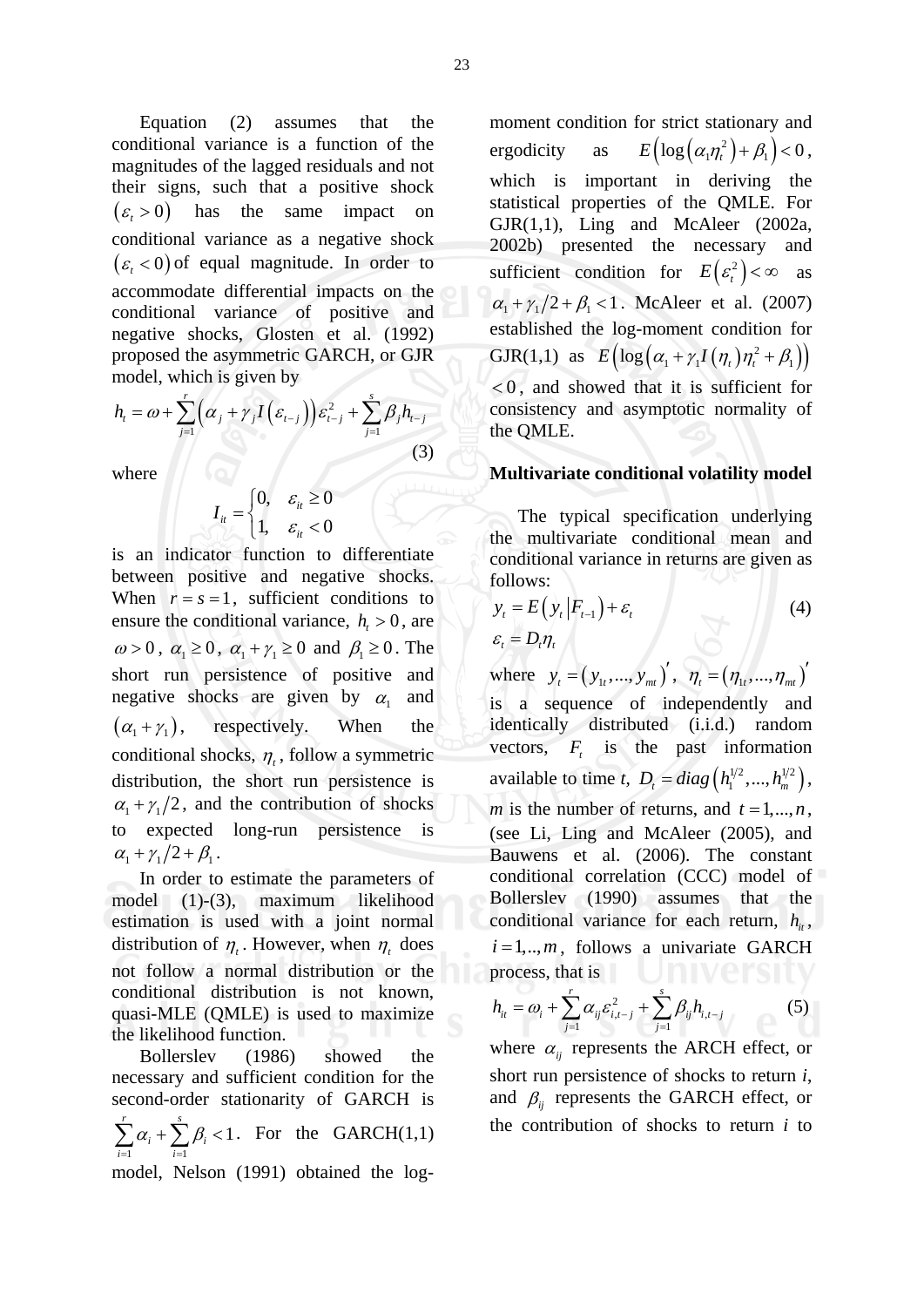Equation (2) assumes that the conditional variance is a function of the magnitudes of the lagged residuals and not their signs, such that a positive shock $(\varepsilon_t > 0)$ has the same impact on conditional variance as a negative shock $(\varepsilon_t < 0)$ of equal magnitude. In order to accommodate differential impacts on the conditional variance of positive and negative shocks, Glosten et al. (1992) proposed the asymmetric GARCH, or GJR model, which is given by

$$h_t = \omega + \sum_{j=1}^{r} \left( \alpha_j + \gamma_j I\left(\varepsilon_{t-j}\right) \right) \varepsilon_{t-j}^2 + \sum_{j=1}^{s} \beta_j h_{t-j} \tag{3}$$

where

$$I_{it} = \begin{cases} 0, & \varepsilon_{it} \geq 0 \\ 1, & \varepsilon_{it} < 0 \end{cases}$$

is an indicator function to differentiate between positive and negative shocks. When $r = s = 1$, sufficient conditions to ensure the conditional variance, $h_t > 0$, are $\omega > 0$, $\alpha_1 \geq 0$, $\alpha_1 + \gamma_1 \geq 0$ and $\beta_1 \geq 0$. The short run persistence of positive and negative shocks are given by $\alpha_1$ and $(\alpha_1 + \gamma_1)$, respectively. When the conditional shocks, $\eta_t$, follow a symmetric distribution, the short run persistence is $\alpha_1 + \gamma_1/2$, and the contribution of shocks to expected long-run persistence is $\alpha_1 + \gamma_1/2 + \beta_1$.

In order to estimate the parameters of model (1)-(3), maximum likelihood estimation is used with a joint normal distribution of $\eta_t$. However, when $\eta_t$ does not follow a normal distribution or the conditional distribution is not known, quasi-MLE (QMLE) is used to maximize the likelihood function.

Bollerslev (1986) showed the necessary and sufficient condition for the second-order stationarity of GARCH is $\sum_{i=1}^{r} \alpha_i + \sum_{i=1}^{s} \beta_i < 1$. For the GARCH(1,1) model, Nelson (1991) obtained the log-moment condition for strict stationary and ergodicity as $E\left(\log\left(\alpha_1 \eta_t^2\right) + \beta_1\right) < 0$, which is important in deriving the statistical properties of the QMLE. For GJR(1,1), Ling and McAleer (2002a, 2002b) presented the necessary and sufficient condition for $E\left(\varepsilon_t^2\right) < \infty$ as $\alpha_1 + \gamma_1/2 + \beta_1 < 1$. McAleer et al. (2007) established the log-moment condition for GJR(1,1) as $E\left(\log\left(\alpha_1 + \gamma_1 I\left(\eta_t\right)\eta_t^2 + \beta_1\right)\right) < 0$, and showed that it is sufficient for consistency and asymptotic normality of the QMLE.

**Multivariate conditional volatility model**

The typical specification underlying the multivariate conditional mean and conditional variance in returns are given as follows:

$$y_t = E\left(y_t \middle| F_{t-1}\right) + \varepsilon_t \tag{4}$$

$$\varepsilon_t = D_t \eta_t$$

where $y_t = \left(y_{1t}, ..., y_{mt}\right)'$, $\eta_t = \left(\eta_{1t}, ..., \eta_{mt}\right)'$ is a sequence of independently and identically distributed (i.i.d.) random vectors, $F_t$ is the past information available to time *t*, $D_t = diag\left(h_1^{1/2}, ..., h_m^{1/2}\right)$, *m* is the number of returns, and $t = 1, ..., n$, (see Li, Ling and McAleer (2005), and Bauwens et al. (2006). The constant conditional correlation (CCC) model of Bollerslev (1990) assumes that the conditional variance for each return, $h_{it}$, $i = 1, .., m$, follows a univariate GARCH process, that is

$$h_{it} = \omega_i + \sum_{j=1}^{r} \alpha_{ij} \varepsilon_{i,t-j}^2 + \sum_{j=1}^{s} \beta_{ij} h_{i,t-j} \tag{5}$$

where $\alpha_{ij}$ represents the ARCH effect, or short run persistence of shocks to return *i*, and $\beta_{ij}$ represents the GARCH effect, or the contribution of shocks to return *i* to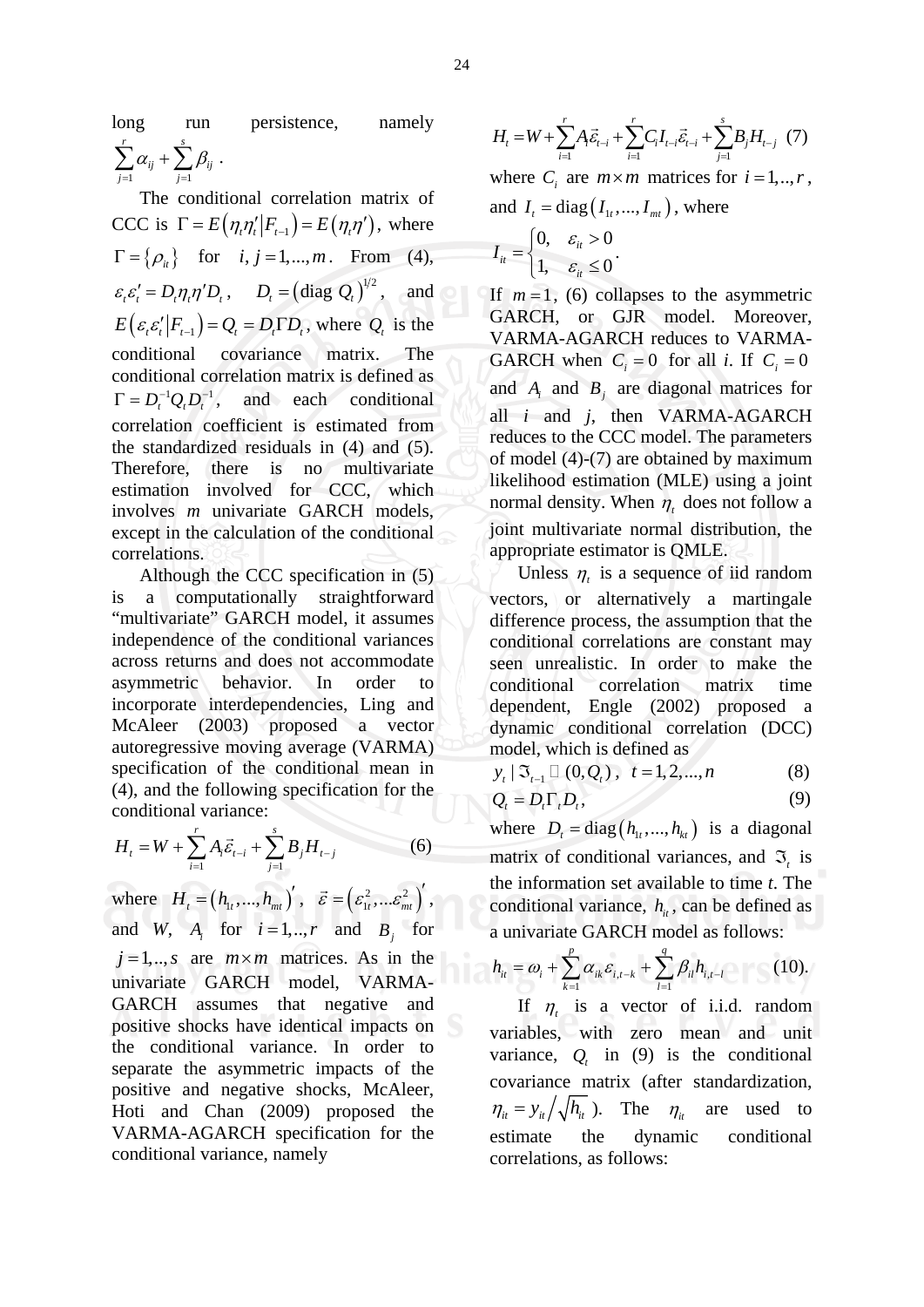long run persistence, namely $\sum_{j=1}^{r}\alpha_{ij} + \sum_{j=1}^{s}\beta_{ij}$.

The conditional correlation matrix of CCC is $\Gamma = E\left(\eta_t\eta_t' \middle| F_{t-1}\right) = E\left(\eta_t\eta'\right)$, where $\Gamma = \{\rho_{it}\}$ for $i, j = 1,...,m$. From (4), $\varepsilon_t\varepsilon_t' = D_t\eta_t\eta' D_t$, $D_t = \left(\text{diag } Q_t\right)^{1/2}$, and $E\left(\varepsilon_t\varepsilon_t' \middle| F_{t-1}\right) = Q_t = D_t\Gamma D_t$, where $Q_t$ is the conditional covariance matrix. The conditional correlation matrix is defined as $\Gamma = D_t^{-1}Q_tD_t^{-1}$, and each conditional correlation coefficient is estimated from the standardized residuals in (4) and (5). Therefore, there is no multivariate estimation involved for CCC, which involves *m* univariate GARCH models, except in the calculation of the conditional correlations.

Although the CCC specification in (5) is a computationally straightforward "multivariate" GARCH model, it assumes independence of the conditional variances across returns and does not accommodate asymmetric behavior. In order to incorporate interdependencies, Ling and McAleer (2003) proposed a vector autoregressive moving average (VARMA) specification of the conditional mean in (4), and the following specification for the conditional variance:

$$H_t = W + \sum_{i=1}^{r} A_i\vec{\varepsilon}_{t-i} + \sum_{j=1}^{s} B_j H_{t-j} \qquad (6)$$

where $H_t = \left(h_{1t},...,h_{mt}\right)'$, $\vec{\varepsilon} = \left(\varepsilon_{1t}^2,...\varepsilon_{mt}^2\right)'$, and *W*, $A_i$ for $i = 1,..,r$ and $B_j$ for $j = 1,..,s$ are $m\times m$ matrices. As in the univariate GARCH model, VARMA-GARCH assumes that negative and positive shocks have identical impacts on the conditional variance. In order to separate the asymmetric impacts of the positive and negative shocks, McAleer, Hoti and Chan (2009) proposed the VARMA-AGARCH specification for the conditional variance, namely

$$H_t = W + \sum_{i=1}^{r} A_i\vec{\varepsilon}_{t-i} + \sum_{i=1}^{r} C_i I_{t-i}\vec{\varepsilon}_{t-i} + \sum_{j=1}^{s} B_j H_{t-j} \quad (7)$$

where $C_i$ are $m\times m$ matrices for $i = 1,..,r$, and $I_t = \text{diag}\left(I_{1t},...,I_{mt}\right)$, where

$$I_{it} = \begin{cases} 0, & \varepsilon_{it} > 0 \\ 1, & \varepsilon_{it} \le 0 \end{cases}.$$

If $m = 1$, (6) collapses to the asymmetric GARCH, or GJR model. Moreover, VARMA-AGARCH reduces to VARMA-GARCH when $C_i = 0$ for all *i*. If $C_i = 0$ and $A_i$ and $B_j$ are diagonal matrices for all *i* and *j*, then VARMA-AGARCH reduces to the CCC model. The parameters of model (4)-(7) are obtained by maximum likelihood estimation (MLE) using a joint normal density. When $\eta_t$ does not follow a joint multivariate normal distribution, the appropriate estimator is QMLE.

Unless $\eta_t$ is a sequence of iid random vectors, or alternatively a martingale difference process, the assumption that the conditional correlations are constant may seen unrealistic. In order to make the conditional correlation matrix time dependent, Engle (2002) proposed a dynamic conditional correlation (DCC) model, which is defined as

$$y_t \mid \Im_{t-1} \sim (0, Q_t), \quad t = 1,2,...,n \qquad (8)$$

$$Q_t = D_t\Gamma_t D_t, \qquad (9)$$

where $D_t = \text{diag}\left(h_{1t},...,h_{kt}\right)$ is a diagonal matrix of conditional variances, and $\Im_t$ is the information set available to time *t*. The conditional variance, $h_{it}$, can be defined as a univariate GARCH model as follows:

$$h_{it} = \omega_i + \sum_{k=1}^{p}\alpha_{ik}\varepsilon_{i,t-k} + \sum_{l=1}^{q}\beta_{il}h_{i,t-l} \qquad (10).$$

If $\eta_t$ is a vector of i.i.d. random variables, with zero mean and unit variance, $Q_t$ in (9) is the conditional covariance matrix (after standardization, $\eta_{it} = y_{it}\big/\sqrt{h_{it}}$). The $\eta_{it}$ are used to estimate the dynamic conditional correlations, as follows: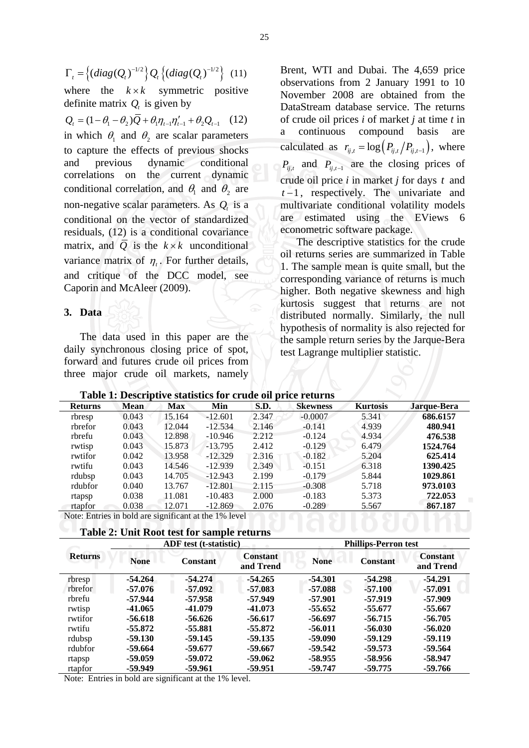$$\Gamma_t = \left\{(diag(Q_t)^{-1/2}\right\} Q_t \left\{(diag(Q_t)^{-1/2}\right\} \quad (11)$$

where the $k \times k$ symmetric positive definite matrix $Q_t$ is given by

$$Q_t = (1-\theta_1-\theta_2)\overline{Q} + \theta_1 \eta_{t-1}\eta'_{t-1} + \theta_2 Q_{t-1} \quad (12)$$

in which $\theta_1$ and $\theta_2$ are scalar parameters to capture the effects of previous shocks and previous dynamic conditional correlations on the current dynamic conditional correlation, and $\theta_1$ and $\theta_2$ are non-negative scalar parameters. As $Q_t$ is a conditional on the vector of standardized residuals, (12) is a conditional covariance matrix, and $\overline{Q}$ is the $k \times k$ unconditional variance matrix of $\eta_t$. For further details, and critique of the DCC model, see Caporin and McAleer (2009).

## 3. Data

The data used in this paper are the daily synchronous closing price of spot, forward and futures crude oil prices from three major crude oil markets, namely Brent, WTI and Dubai. The 4,659 price observations from 2 January 1991 to 10 November 2008 are obtained from the DataStream database service. The returns of crude oil prices *i* of market *j* at time *t* in a continuous compound basis are calculated as $r_{ij,t} = \log\left(P_{ij,t}/P_{ij,t-1}\right)$, where $P_{ij,t}$ and $P_{ij,t-1}$ are the closing prices of crude oil price *i* in market *j* for days *t* and $t-1$, respectively. The univariate and multivariate conditional volatility models are estimated using the EViews 6 econometric software package.

The descriptive statistics for the crude oil returns series are summarized in Table 1. The sample mean is quite small, but the corresponding variance of returns is much higher. Both negative skewness and high kurtosis suggest that returns are not distributed normally. Similarly, the null hypothesis of normality is also rejected for the sample return series by the Jarque-Bera test Lagrange multiplier statistic.

**Table 1: Descriptive statistics for crude oil price returns**

| Returns | Mean | Max | Min | S.D. | Skewness | Kurtosis | Jarque-Bera |
|---|---|---|---|---|---|---|---|
| rbresp | 0.043 | 15.164 | -12.601 | 2.347 | -0.0007 | 5.341 | **686.6157** |
| rbrefor | 0.043 | 12.044 | -12.534 | 2.146 | -0.141 | 4.939 | **480.941** |
| rbrefu | 0.043 | 12.898 | -10.946 | 2.212 | -0.124 | 4.934 | **476.538** |
| rwtisp | 0.043 | 15.873 | -13.795 | 2.412 | -0.129 | 6.479 | **1524.764** |
| rwtifor | 0.042 | 13.958 | -12.329 | 2.316 | -0.182 | 5.204 | **625.414** |
| rwtifu | 0.043 | 14.546 | -12.939 | 2.349 | -0.151 | 6.318 | **1390.425** |
| rdubsp | 0.043 | 14.705 | -12.943 | 2.199 | -0.179 | 5.844 | **1029.861** |
| rdubfor | 0.040 | 13.767 | -12.801 | 2.115 | -0.308 | 5.718 | **973.0103** |
| rtapsp | 0.038 | 11.081 | -10.483 | 2.000 | -0.183 | 5.373 | **722.053** |
| rtapfor | 0.038 | 12.071 | -12.869 | 2.076 | -0.289 | 5.567 | **867.187** |

Note: Entries in bold are significant at the 1% level

**Table 2: Unit Root test for sample returns**

| Returns | ADF test (t-statistic) | | | Phillips-Perron test | | |
|---|---|---|---|---|---|---|
| | None | Constant | Constant and Trend | None | Constant | Constant and Trend |
| rbresp | **-54.264** | **-54.274** | **-54.265** | **-54.301** | **-54.298** | **-54.291** |
| rbrefor | **-57.076** | **-57.092** | **-57.083** | **-57.088** | **-57.100** | **-57.091** |
| rbrefu | **-57.944** | **-57.958** | **-57.949** | **-57.901** | **-57.919** | **-57.909** |
| rwtisp | **-41.065** | **-41.079** | **-41.073** | **-55.652** | **-55.677** | **-55.667** |
| rwtifor | **-56.618** | **-56.626** | **-56.617** | **-56.697** | **-56.715** | **-56.705** |
| rwtifu | **-55.872** | **-55.881** | **-55.872** | **-56.011** | **-56.030** | **-56.020** |
| rdubsp | **-59.130** | **-59.145** | **-59.135** | **-59.090** | **-59.129** | **-59.119** |
| rdubfor | **-59.664** | **-59.677** | **-59.667** | **-59.542** | **-59.573** | **-59.564** |
| rtapsp | **-59.059** | **-59.072** | **-59.062** | **-58.955** | **-58.956** | **-58.947** |
| rtapfor | **-59.949** | **-59.961** | **-59.951** | **-59.747** | **-59.775** | **-59.766** |

Note: Entries in bold are significant at the 1% level.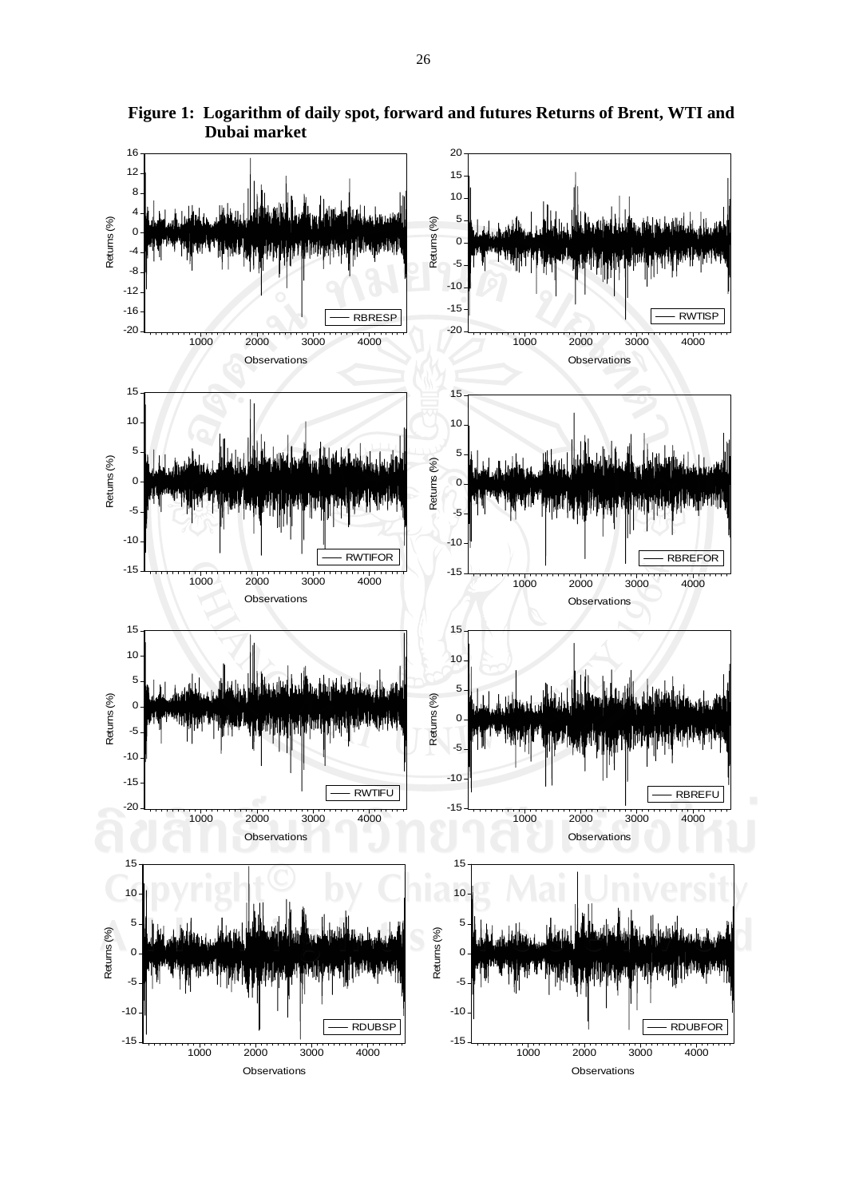**Figure 1: Logarithm of daily spot, forward and futures Returns of Brent, WTI and Dubai market**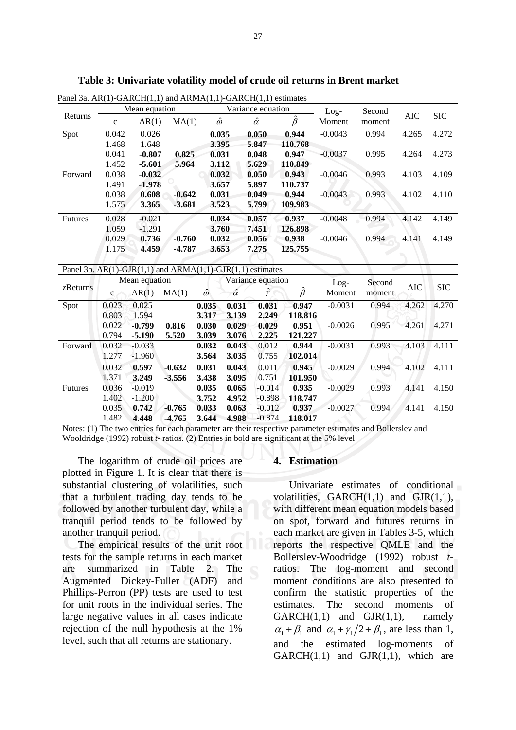**Table 3: Univariate volatility model of crude oil returns in Brent market**

Panel 3a. AR(1)-GARCH(1,1) and ARMA(1,1)-GARCH(1,1) estimates

| Returns | Mean equation | | | Variance equation | | | Log-Moment | Second moment | AIC | SIC |
|---|---|---|---|---|---|---|---|---|---|---|
| | c | AR(1) | MA(1) | $\hat{\omega}$ | $\hat{\alpha}$ | $\hat{\beta}$ | | | | |
| Spot | 0.042 | 0.026 | | **0.035** | **0.050** | **0.944** | -0.0043 | 0.994 | 4.265 | 4.272 |
| | 1.468 | 1.648 | | **3.395** | **5.847** | **110.768** | | | | |
| | 0.041 | **-0.807** | **0.825** | **0.031** | **0.048** | **0.947** | -0.0037 | 0.995 | 4.264 | 4.273 |
| | 1.452 | **-5.601** | **5.964** | **3.112** | **5.629** | **110.849** | | | | |
| Forward | 0.038 | **-0.032** | | **0.032** | **0.050** | **0.943** | -0.0046 | 0.993 | 4.103 | 4.109 |
| | 1.491 | **-1.978** | | **3.657** | **5.897** | **110.737** | | | | |
| | 0.038 | **0.608** | **-0.642** | **0.031** | **0.049** | **0.944** | -0.0043 | 0.993 | 4.102 | 4.110 |
| | 1.575 | **3.365** | **-3.681** | **3.523** | **5.799** | **109.983** | | | | |
| Futures | 0.028 | -0.021 | | **0.034** | **0.057** | **0.937** | -0.0048 | 0.994 | 4.142 | 4.149 |
| | 1.059 | -1.291 | | **3.760** | **7.451** | **126.898** | | | | |
| | 0.029 | **0.736** | **-0.760** | **0.032** | **0.056** | **0.938** | -0.0046 | 0.994 | 4.141 | 4.149 |
| | 1.175 | **4.459** | **-4.787** | **3.653** | **7.275** | **125.755** | | | | |

Panel 3b. AR(1)-GJR(1,1) and ARMA(1,1)-GJR(1,1) estimates

| zReturns | Mean equation | | | Variance equation | | | | Log-Moment | Second moment | AIC | SIC |
|---|---|---|---|---|---|---|---|---|---|---|---|
| | c | AR(1) | MA(1) | $\hat{\omega}$ | $\hat{\alpha}$ | $\hat{\gamma}$ | $\hat{\beta}$ | | | | |
| Spot | 0.023 | 0.025 | | **0.035** | **0.031** | **0.031** | **0.947** | -0.0031 | 0.994 | 4.262 | 4.270 |
| | 0.803 | 1.594 | | **3.317** | **3.139** | **2.249** | **118.816** | | | | |
| | 0.022 | **-0.799** | **0.816** | **0.030** | **0.029** | **0.029** | **0.951** | -0.0026 | 0.995 | 4.261 | 4.271 |
| | 0.794 | **-5.190** | **5.520** | **3.039** | **3.076** | **2.225** | **121.227** | | | | |
| Forward | 0.032 | -0.033 | | **0.032** | **0.043** | 0.012 | **0.944** | -0.0031 | 0.993 | 4.103 | 4.111 |
| | 1.277 | -1.960 | | **3.564** | **3.035** | 0.755 | **102.014** | | | | |
| | 0.032 | **0.597** | **-0.632** | **0.031** | **0.043** | 0.011 | **0.945** | -0.0029 | 0.994 | 4.102 | 4.111 |
| | 1.371 | **3.249** | **-3.556** | **3.438** | **3.095** | 0.751 | **101.950** | | | | |
| Futures | 0.036 | -0.019 | | **0.035** | **0.065** | -0.014 | **0.935** | -0.0029 | 0.993 | 4.141 | 4.150 |
| | 1.402 | -1.200 | | **3.752** | **4.952** | -0.898 | **118.747** | | | | |
| | 0.035 | **0.742** | **-0.765** | **0.033** | **0.063** | -0.012 | **0.937** | -0.0027 | 0.994 | 4.141 | 4.150 |
| | 1.482 | **4.448** | **-4.765** | **3.644** | **4.988** | -0.874 | **118.017** | | | | |

Notes: (1) The two entries for each parameter are their respective parameter estimates and Bollerslev and Wooldridge (1992) robust *t*- ratios. (2) Entries in bold are significant at the 5% level

The logarithm of crude oil prices are plotted in Figure 1. It is clear that there is substantial clustering of volatilities, such that a turbulent trading day tends to be followed by another turbulent day, while a tranquil period tends to be followed by another tranquil period.

The empirical results of the unit root tests for the sample returns in each market are summarized in Table 2. The Augmented Dickey-Fuller (ADF) and Phillips-Perron (PP) tests are used to test for unit roots in the individual series. The large negative values in all cases indicate rejection of the null hypothesis at the 1% level, such that all returns are stationary.

## 4. Estimation

Univariate estimates of conditional volatilities, GARCH(1,1) and GJR(1,1), with different mean equation models based on spot, forward and futures returns in each market are given in Tables 3-5, which reports the respective QMLE and the Bollerslev-Woodridge (1992) robust *t*-ratios. The log-moment and second moment conditions are also presented to confirm the statistic properties of the estimates. The second moments of GARCH(1,1) and GJR(1,1), namely $\alpha_1 + \beta_1$ and $\alpha_1 + \gamma_1/2 + \beta_1$, are less than 1, and the estimated log-moments of GARCH(1,1) and GJR(1,1), which are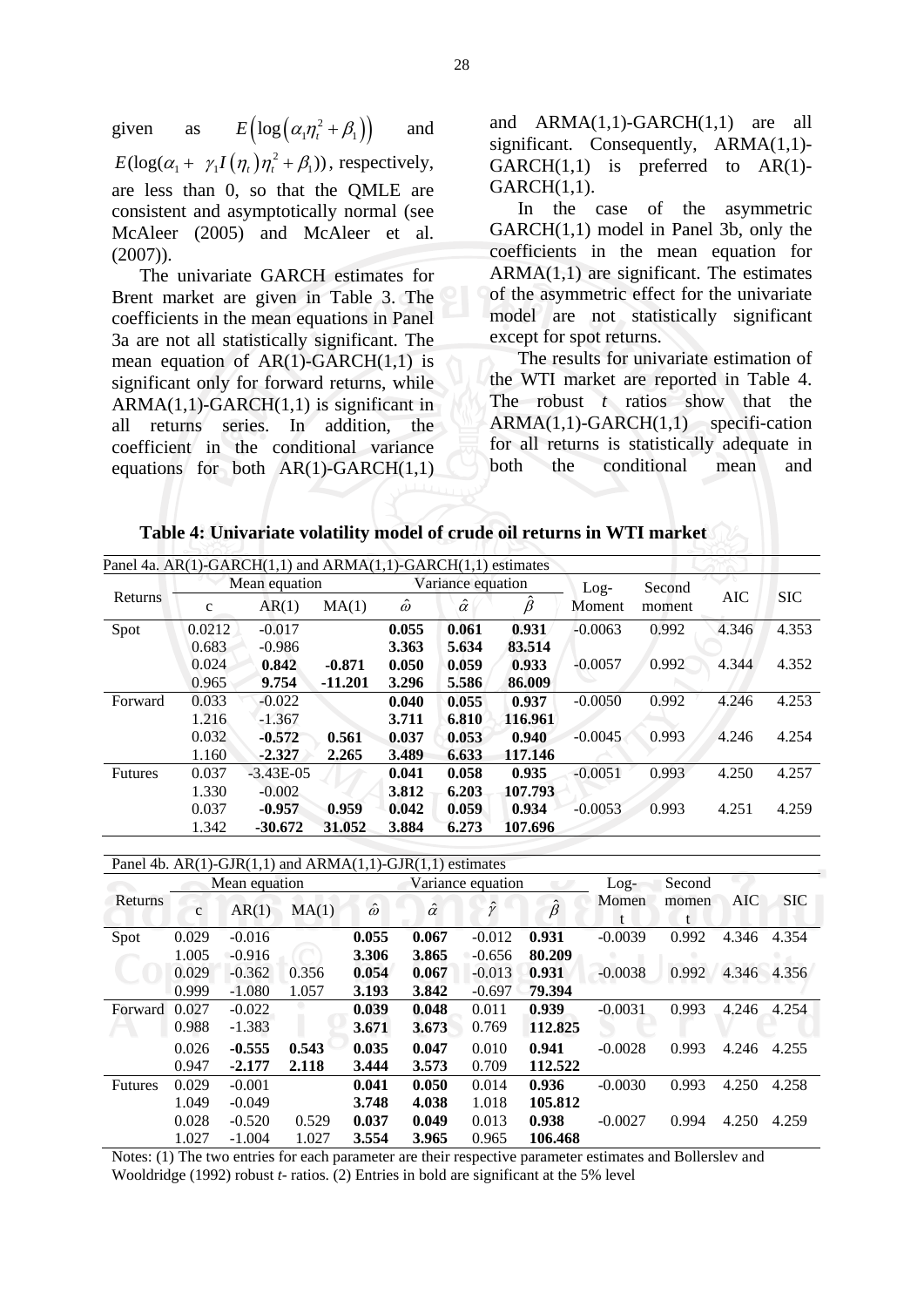given as $E\left(\log\left(\alpha_1\eta_t^2+\beta_1\right)\right)$ and $E(\log(\alpha_1 + \gamma_1 I(\eta_t)\eta_t^2+\beta_1))$, respectively, are less than 0, so that the QMLE are consistent and asymptotically normal (see McAleer (2005) and McAleer et al. (2007)).

The univariate GARCH estimates for Brent market are given in Table 3. The coefficients in the mean equations in Panel 3a are not all statistically significant. The mean equation of AR(1)-GARCH(1,1) is significant only for forward returns, while ARMA(1,1)-GARCH(1,1) is significant in all returns series. In addition, the coefficient in the conditional variance equations for both AR(1)-GARCH(1,1) and ARMA(1,1)-GARCH(1,1) are all significant. Consequently, ARMA(1,1)-GARCH(1,1) is preferred to AR(1)-GARCH(1,1).

In the case of the asymmetric GARCH(1,1) model in Panel 3b, only the coefficients in the mean equation for ARMA(1,1) are significant. The estimates of the asymmetric effect for the univariate model are not statistically significant except for spot returns.

The results for univariate estimation of the WTI market are reported in Table 4. The robust *t* ratios show that the ARMA(1,1)-GARCH(1,1) specifi-cation for all returns is statistically adequate in both the conditional mean and

**Table 4: Univariate volatility model of crude oil returns in WTI market**

Panel 4a. AR(1)-GARCH(1,1) and ARMA(1,1)-GARCH(1,1) estimates

| Returns | Mean equation | | | Variance equation | | | Log-Moment | Second moment | AIC | SIC |
|---|---|---|---|---|---|---|---|---|---|---|
| | c | AR(1) | MA(1) | $\hat{\omega}$ | $\hat{\alpha}$ | $\hat{\beta}$ | | | | |
| Spot | 0.0212 | -0.017 | | **0.055** | **0.061** | **0.931** | -0.0063 | 0.992 | 4.346 | 4.353 |
| | 0.683 | -0.986 | | **3.363** | **5.634** | **83.514** | | | | |
| | 0.024 | **0.842** | **-0.871** | **0.050** | **0.059** | **0.933** | -0.0057 | 0.992 | 4.344 | 4.352 |
| | 0.965 | **9.754** | **-11.201** | **3.296** | **5.586** | **86.009** | | | | |
| Forward | 0.033 | -0.022 | | **0.040** | **0.055** | **0.937** | -0.0050 | 0.992 | 4.246 | 4.253 |
| | 1.216 | -1.367 | | **3.711** | **6.810** | **116.961** | | | | |
| | 0.032 | **-0.572** | **0.561** | **0.037** | **0.053** | **0.940** | -0.0045 | 0.993 | 4.246 | 4.254 |
| | 1.160 | **-2.327** | **2.265** | **3.489** | **6.633** | **117.146** | | | | |
| Futures | 0.037 | -3.43E-05 | | **0.041** | **0.058** | **0.935** | -0.0051 | 0.993 | 4.250 | 4.257 |
| | 1.330 | -0.002 | | **3.812** | **6.203** | **107.793** | | | | |
| | 0.037 | **-0.957** | **0.959** | **0.042** | **0.059** | **0.934** | -0.0053 | 0.993 | 4.251 | 4.259 |
| | 1.342 | **-30.672** | **31.052** | **3.884** | **6.273** | **107.696** | | | | |

Panel 4b. AR(1)-GJR(1,1) and ARMA(1,1)-GJR(1,1) estimates

| Returns | Mean equation | | | Variance equation | | | | Log-Moment | Second moment | AIC | SIC |
|---|---|---|---|---|---|---|---|---|---|---|---|
| | c | AR(1) | MA(1) | $\hat{\omega}$ | $\hat{\alpha}$ | $\hat{\gamma}$ | $\hat{\beta}$ | | | | |
| Spot | 0.029 | -0.016 | | **0.055** | **0.067** | -0.012 | **0.931** | -0.0039 | 0.992 | 4.346 | 4.354 |
| | 1.005 | -0.916 | | **3.306** | **3.865** | -0.656 | **80.209** | | | | |
| | 0.029 | -0.362 | 0.356 | **0.054** | **0.067** | -0.013 | **0.931** | -0.0038 | 0.992 | 4.346 | 4.356 |
| | 0.999 | -1.080 | 1.057 | **3.193** | **3.842** | -0.697 | **79.394** | | | | |
| Forward | 0.027 | -0.022 | | **0.039** | **0.048** | 0.011 | **0.939** | -0.0031 | 0.993 | 4.246 | 4.254 |
| | 0.988 | -1.383 | | **3.671** | **3.673** | 0.769 | **112.825** | | | | |
| | 0.026 | **-0.555** | **0.543** | **0.035** | **0.047** | 0.010 | **0.941** | -0.0028 | 0.993 | 4.246 | 4.255 |
| | 0.947 | **-2.177** | **2.118** | **3.444** | **3.573** | 0.709 | **112.522** | | | | |
| Futures | 0.029 | -0.001 | | **0.041** | **0.050** | 0.014 | **0.936** | -0.0030 | 0.993 | 4.250 | 4.258 |
| | 1.049 | -0.049 | | **3.748** | **4.038** | 1.018 | **105.812** | | | | |
| | 0.028 | -0.520 | 0.529 | **0.037** | **0.049** | 0.013 | **0.938** | -0.0027 | 0.994 | 4.250 | 4.259 |
| | 1.027 | -1.004 | 1.027 | **3.554** | **3.965** | 0.965 | **106.468** | | | | |

Notes: (1) The two entries for each parameter are their respective parameter estimates and Bollerslev and Wooldridge (1992) robust *t*- ratios. (2) Entries in bold are significant at the 5% level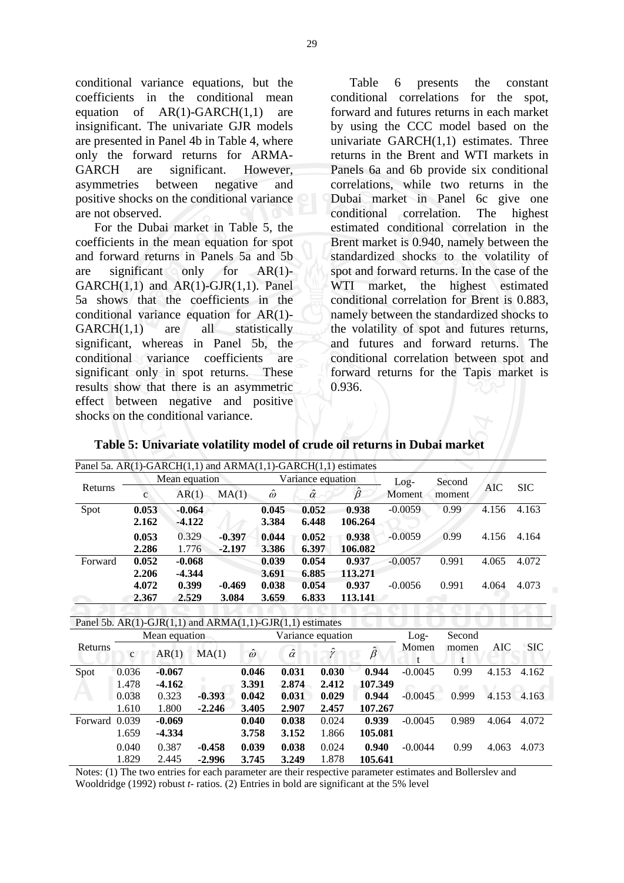conditional variance equations, but the coefficients in the conditional mean equation of AR(1)-GARCH(1,1) are insignificant. The univariate GJR models are presented in Panel 4b in Table 4, where only the forward returns for ARMA-GARCH are significant. However, asymmetries between negative and positive shocks on the conditional variance are not observed.

For the Dubai market in Table 5, the coefficients in the mean equation for spot and forward returns in Panels 5a and 5b are significant only for AR(1)-GARCH(1,1) and AR(1)-GJR(1,1). Panel 5a shows that the coefficients in the conditional variance equation for AR(1)-GARCH(1,1) are all statistically significant, whereas in Panel 5b, the conditional variance coefficients are significant only in spot returns. These results show that there is an asymmetric effect between negative and positive shocks on the conditional variance.

Table 6 presents the constant conditional correlations for the spot, forward and futures returns in each market by using the CCC model based on the univariate GARCH(1,1) estimates. Three returns in the Brent and WTI markets in Panels 6a and 6b provide six conditional correlations, while two returns in the Dubai market in Panel 6c give one conditional correlation. The highest estimated conditional correlation in the Brent market is 0.940, namely between the standardized shocks to the volatility of spot and forward returns. In the case of the WTI market, the highest estimated conditional correlation for Brent is 0.883, namely between the standardized shocks to the volatility of spot and futures returns, and futures and forward returns. The conditional correlation between spot and forward returns for the Tapis market is 0.936.

**Table 5: Univariate volatility model of crude oil returns in Dubai market**

Panel 5a. AR(1)-GARCH(1,1) and ARMA(1,1)-GARCH(1,1) estimates

| Returns | Mean equation | | | Variance equation | | | Log-Moment | Second moment | AIC | SIC |
|---|---|---|---|---|---|---|---|---|---|---|
| | c | AR(1) | MA(1) | $\hat{\omega}$ | $\hat{\alpha}$ | $\hat{\beta}$ | | | | |
| Spot | **0.053** | **-0.064** | | **0.045** | **0.052** | **0.938** | -0.0059 | 0.99 | 4.156 | 4.163 |
| | **2.162** | **-4.122** | | **3.384** | **6.448** | **106.264** | | | | |
| | **0.053** | 0.329 | **-0.397** | **0.044** | **0.052** | **0.938** | -0.0059 | 0.99 | 4.156 | 4.164 |
| | **2.286** | 1.776 | **-2.197** | **3.386** | **6.397** | **106.082** | | | | |
| Forward | **0.052** | **-0.068** | | **0.039** | **0.054** | **0.937** | -0.0057 | 0.991 | 4.065 | 4.072 |
| | **2.206** | **-4.344** | | **3.691** | **6.885** | **113.271** | | | | |
| | **4.072** | **0.399** | **-0.469** | **0.038** | **0.054** | **0.937** | -0.0056 | 0.991 | 4.064 | 4.073 |
| | **2.367** | **2.529** | **3.084** | **3.659** | **6.833** | **113.141** | | | | |

Panel 5b. AR(1)-GJR(1,1) and ARMA(1,1)-GJR(1,1) estimates

| Returns | Mean equation | | | Variance equation | | | | Log-Moment | Second moment | AIC | SIC |
|---|---|---|---|---|---|---|---|---|---|---|---|
| | c | AR(1) | MA(1) | $\hat{\omega}$ | $\hat{\alpha}$ | $\hat{\gamma}$ | $\hat{\beta}$ | | | | |
| Spot | 0.036 | **-0.067** | | **0.046** | **0.031** | **0.030** | **0.944** | -0.0045 | 0.99 | 4.153 | 4.162 |
| | 1.478 | **-4.162** | | **3.391** | **2.874** | **2.412** | **107.349** | | | | |
| | 0.038 | 0.323 | **-0.393** | **0.042** | **0.031** | **0.029** | **0.944** | -0.0045 | 0.999 | 4.153 | 4.163 |
| | 1.610 | 1.800 | **-2.246** | **3.405** | **2.907** | **2.457** | **107.267** | | | | |
| Forward | 0.039 | **-0.069** | | **0.040** | **0.038** | 0.024 | **0.939** | -0.0045 | 0.989 | 4.064 | 4.072 |
| | 1.659 | **-4.334** | | **3.758** | **3.152** | 1.866 | **105.081** | | | | |
| | 0.040 | 0.387 | **-0.458** | **0.039** | **0.038** | 0.024 | **0.940** | -0.0044 | 0.99 | 4.063 | 4.073 |
| | 1.829 | 2.445 | **-2.996** | **3.745** | **3.249** | 1.878 | **105.641** | | | | |

Notes: (1) The two entries for each parameter are their respective parameter estimates and Bollerslev and Wooldridge (1992) robust *t*- ratios. (2) Entries in bold are significant at the 5% level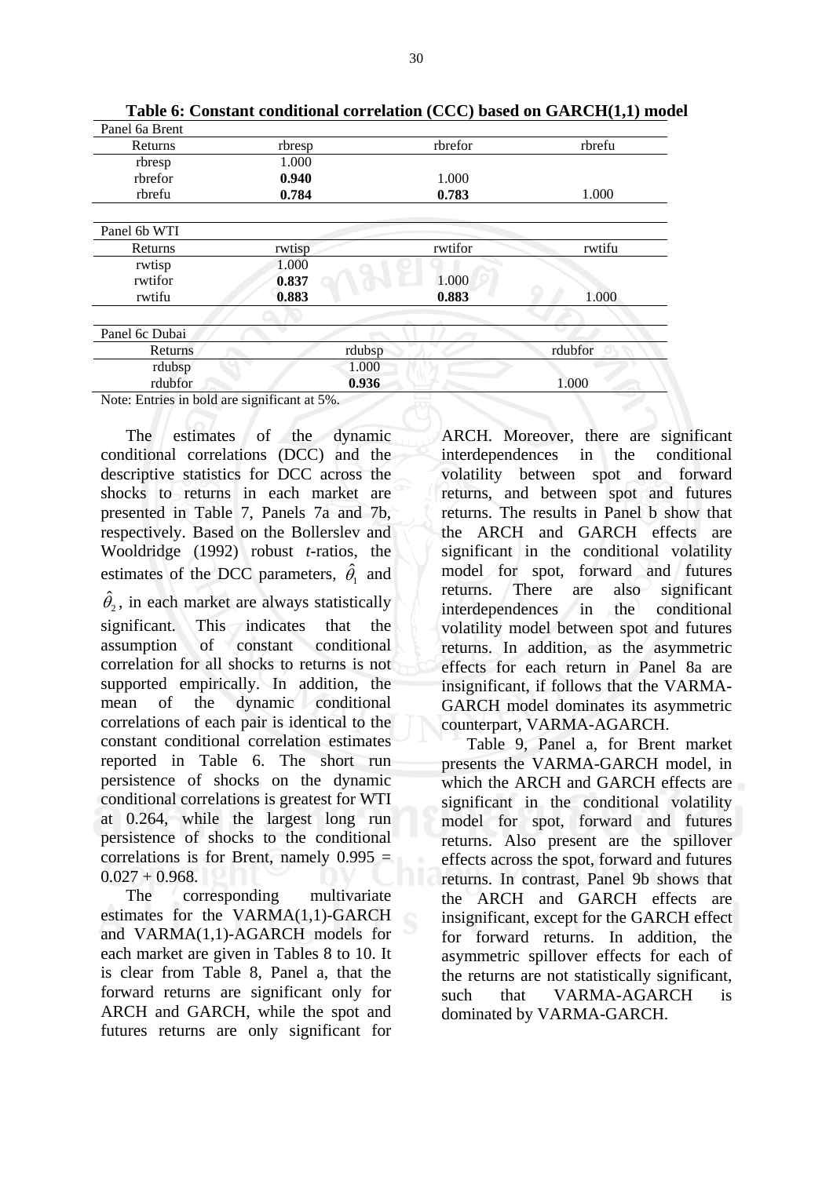**Table 6: Constant conditional correlation (CCC) based on GARCH(1,1) model**

Panel 6a Brent

| Returns | rbresp | rbrefor | rbrefu |
|---|---|---|---|
| rbresp | 1.000 | | |
| rbrefor | **0.940** | 1.000 | |
| rbrefu | **0.784** | **0.783** | 1.000 |

Panel 6b WTI

| Returns | rwtisp | rwtifor | rwtifu |
|---|---|---|---|
| rwtisp | 1.000 | | |
| rwtifor | **0.837** | 1.000 | |
| rwtifu | **0.883** | **0.883** | 1.000 |

Panel 6c Dubai

| Returns | rdubsp | rdubfor |
|---|---|---|
| rdubsp | 1.000 | |
| rdubfor | **0.936** | 1.000 |

Note: Entries in bold are significant at 5%.

The estimates of the dynamic conditional correlations (DCC) and the descriptive statistics for DCC across the shocks to returns in each market are presented in Table 7, Panels 7a and 7b, respectively. Based on the Bollerslev and Wooldridge (1992) robust *t*-ratios, the estimates of the DCC parameters, $\hat{\theta}_1$ and $\hat{\theta}_2$, in each market are always statistically significant. This indicates that the assumption of constant conditional correlation for all shocks to returns is not supported empirically. In addition, the mean of the dynamic conditional correlations of each pair is identical to the constant conditional correlation estimates reported in Table 6. The short run persistence of shocks on the dynamic conditional correlations is greatest for WTI at 0.264, while the largest long run persistence of shocks to the conditional correlations is for Brent, namely 0.995 = 0.027 + 0.968.

The corresponding multivariate estimates for the VARMA(1,1)-GARCH and VARMA(1,1)-AGARCH models for each market are given in Tables 8 to 10. It is clear from Table 8, Panel a, that the forward returns are significant only for ARCH and GARCH, while the spot and futures returns are only significant for ARCH. Moreover, there are significant interdependences in the conditional volatility between spot and forward returns, and between spot and futures returns. The results in Panel b show that the ARCH and GARCH effects are significant in the conditional volatility model for spot, forward and futures returns. There are also significant interdependences in the conditional volatility model between spot and futures returns. In addition, as the asymmetric effects for each return in Panel 8a are insignificant, it follows that the VARMA-GARCH model dominates its asymmetric counterpart, VARMA-AGARCH.

Table 9, Panel a, for Brent market presents the VARMA-GARCH model, in which the ARCH and GARCH effects are significant in the conditional volatility model for spot, forward and futures returns. Also present are the spillover effects across the spot, forward and futures returns. In contrast, Panel 9b shows that the ARCH and GARCH effects are insignificant, except for the GARCH effect for forward returns. In addition, the asymmetric spillover effects for each of the returns are not statistically significant, such that VARMA-AGARCH is dominated by VARMA-GARCH.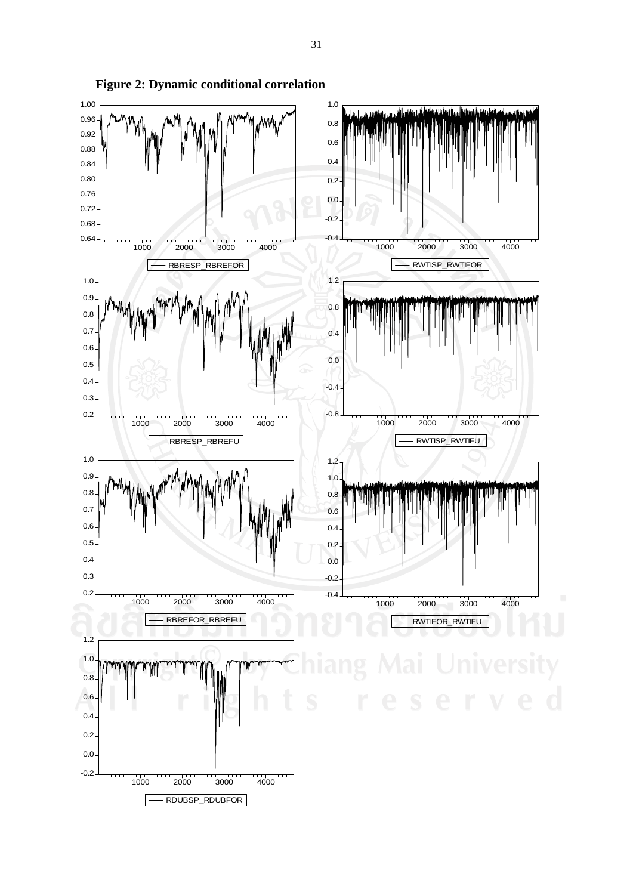**Figure 2: Dynamic conditional correlation**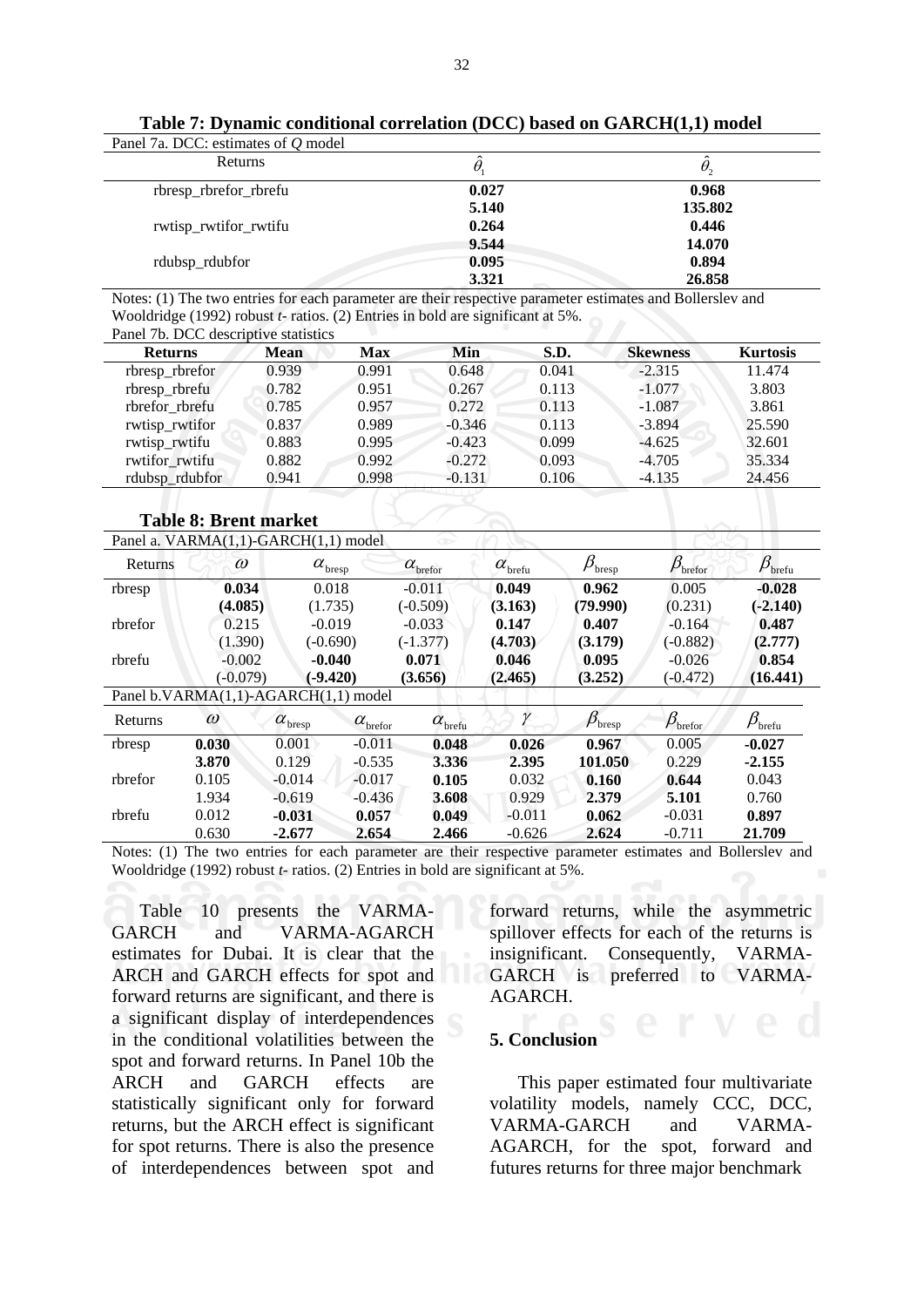**Table 7: Dynamic conditional correlation (DCC) based on GARCH(1,1) model**

Panel 7a. DCC: estimates of *Q* model

| Returns | $\hat{\theta}_1$ | $\hat{\theta}_2$ |
|---|---|---|
| rbresp_rbrefor_rbrefu | **0.027** | **0.968** |
| | **5.140** | **135.802** |
| rwtisp_rwtifor_rwtifu | **0.264** | **0.446** |
| | **9.544** | **14.070** |
| rdubsp_rdubfor | **0.095** | **0.894** |
| | **3.321** | **26.858** |

Notes: (1) The two entries for each parameter are their respective parameter estimates and Bollerslev and Wooldridge (1992) robust *t*- ratios. (2) Entries in bold are significant at 5%.

Panel 7b. DCC descriptive statistics

| Returns | Mean | Max | Min | S.D. | Skewness | Kurtosis |
|---|---|---|---|---|---|---|
| rbresp_rbrefor | 0.939 | 0.991 | 0.648 | 0.041 | -2.315 | 11.474 |
| rbresp_rbrefu | 0.782 | 0.951 | 0.267 | 0.113 | -1.077 | 3.803 |
| rbrefor_rbrefu | 0.785 | 0.957 | 0.272 | 0.113 | -1.087 | 3.861 |
| rwtisp_rwtifor | 0.837 | 0.989 | -0.346 | 0.113 | -3.894 | 25.590 |
| rwtisp_rwtifu | 0.883 | 0.995 | -0.423 | 0.099 | -4.625 | 32.601 |
| rwtifor_rwtifu | 0.882 | 0.992 | -0.272 | 0.093 | -4.705 | 35.334 |
| rdubsp_rdubfor | 0.941 | 0.998 | -0.131 | 0.106 | -4.135 | 24.456 |

**Table 8: Brent market**

Panel a. VARMA(1,1)-GARCH(1,1) model

| Returns | $\omega$ | $\alpha_{\text{bresp}}$ | $\alpha_{\text{brefor}}$ | $\alpha_{\text{brefu}}$ | $\beta_{\text{bresp}}$ | $\beta_{\text{brefor}}$ | $\beta_{\text{brefu}}$ |
|---|---|---|---|---|---|---|---|
| rbresp | **0.034** | 0.018 | -0.011 | **0.049** | **0.962** | 0.005 | **-0.028** |
| | **(4.085)** | (1.735) | (-0.509) | **(3.163)** | **(79.990)** | (0.231) | **(-2.140)** |
| rbrefor | 0.215 | -0.019 | -0.033 | **0.147** | **0.407** | -0.164 | **0.487** |
| | (1.390) | (-0.690) | (-1.377) | **(4.703)** | **(3.179)** | (-0.882) | **(2.777)** |
| rbrefu | -0.002 | **-0.040** | **0.071** | **0.046** | **0.095** | -0.026 | **0.854** |
| | (-0.079) | **(-9.420)** | **(3.656)** | **(2.465)** | **(3.252)** | (-0.472) | **(16.441)** |

Panel b. VARMA(1,1)-AGARCH(1,1) model

| Returns | $\omega$ | $\alpha_{\text{bresp}}$ | $\alpha_{\text{brefor}}$ | $\alpha_{\text{brefu}}$ | $\gamma$ | $\beta_{\text{bresp}}$ | $\beta_{\text{brefor}}$ | $\beta_{\text{brefu}}$ |
|---|---|---|---|---|---|---|---|---|
| rbresp | **0.030** | 0.001 | -0.011 | **0.048** | **0.026** | **0.967** | 0.005 | **-0.027** |
| | **3.870** | 0.129 | -0.535 | **3.336** | **2.395** | **101.050** | 0.229 | **-2.155** |
| rbrefor | 0.105 | -0.014 | -0.017 | **0.105** | 0.032 | **0.160** | **0.644** | 0.043 |
| | 1.934 | -0.619 | -0.436 | **3.608** | 0.929 | **2.379** | **5.101** | 0.760 |
| rbrefu | 0.012 | **-0.031** | **0.057** | **0.049** | -0.011 | **0.062** | -0.031 | **0.897** |
| | 0.630 | **-2.677** | **2.654** | **2.466** | -0.626 | **2.624** | -0.711 | **21.709** |

Notes: (1) The two entries for each parameter are their respective parameter estimates and Bollerslev and Wooldridge (1992) robust *t*- ratios. (2) Entries in bold are significant at 5%.

Table 10 presents the VARMA-GARCH and VARMA-AGARCH estimates for Dubai. It is clear that the ARCH and GARCH effects for spot and forward returns are significant, and there is a significant display of interdependences in the conditional volatilities between the spot and forward returns. In Panel 10b the ARCH and GARCH effects are statistically significant only for forward returns, but the ARCH effect is significant for spot returns. There is also the presence of interdependences between spot and forward returns, while the asymmetric spillover effects for each of the returns is insignificant. Consequently, VARMA-GARCH is preferred to VARMA-AGARCH.

## 5. Conclusion

This paper estimated four multivariate volatility models, namely CCC, DCC, VARMA-GARCH and VARMA-AGARCH, for the spot, forward and futures returns for three major benchmark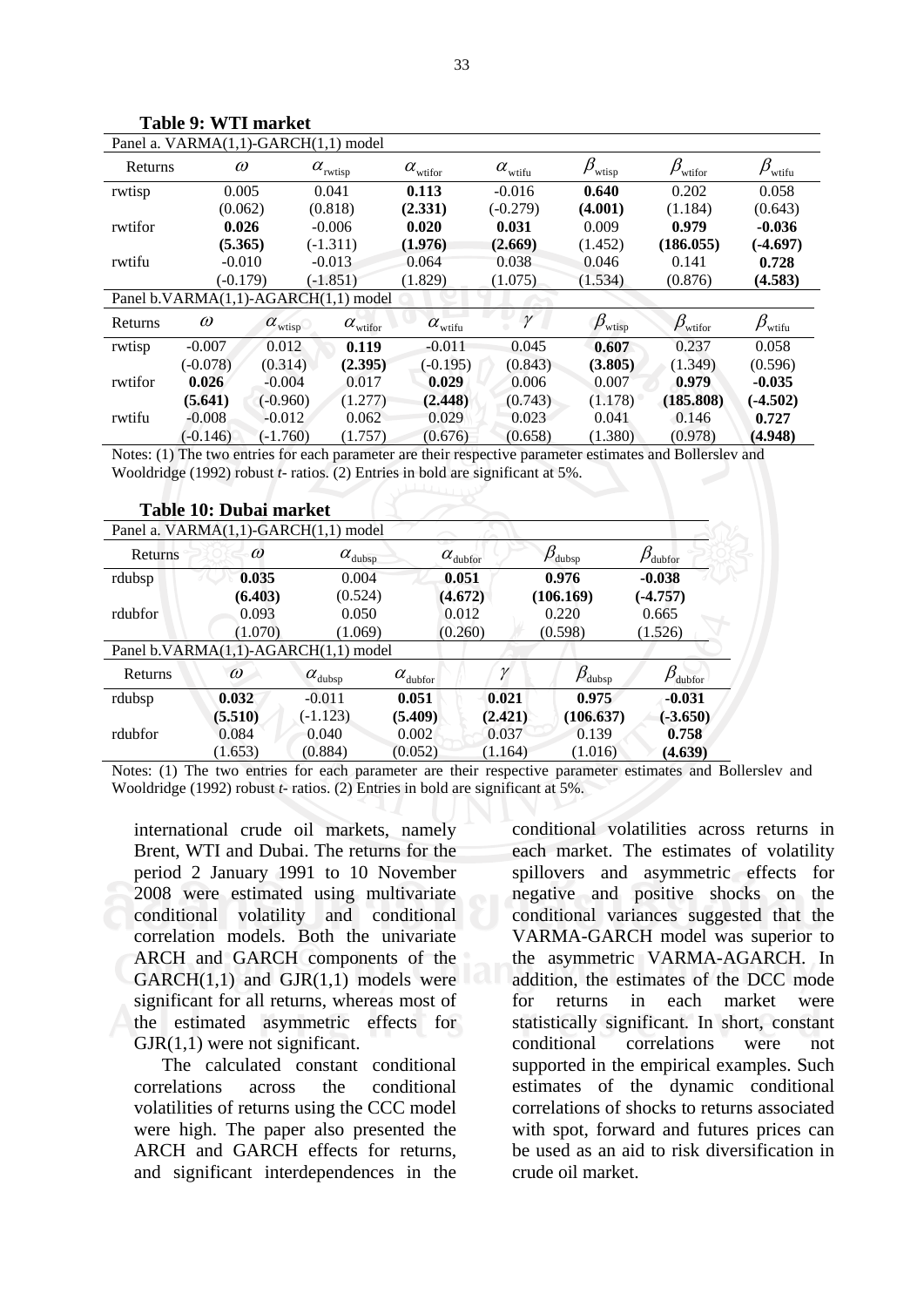**Table 9: WTI market**

| Panel a. VARMA(1,1)-GARCH(1,1) model | | | | | | | |
|---|---|---|---|---|---|---|---|
| Returns | $\omega$ | $\alpha_{\text{wtisp}}$ | $\alpha_{\text{wtifor}}$ | $\alpha_{\text{wtifu}}$ | $\beta_{\text{wtisp}}$ | $\beta_{\text{wtifor}}$ | $\beta_{\text{wtifu}}$ |
| rwtisp | 0.005 | 0.041 | **0.113** | -0.016 | **0.640** | 0.202 | 0.058 |
| | (0.062) | (0.818) | **(2.331)** | (-0.279) | **(4.001)** | (1.184) | (0.643) |
| rwtifor | **0.026** | -0.006 | **0.020** | **0.031** | 0.009 | **0.979** | **-0.036** |
| | **(5.365)** | (-1.311) | **(1.976)** | **(2.669)** | (1.452) | **(186.055)** | **(-4.697)** |
| rwtifu | -0.010 | -0.013 | 0.064 | 0.038 | 0.046 | 0.141 | **0.728** |
| | (-0.179) | (-1.851) | (1.829) | (1.075) | (1.534) | (0.876) | **(4.583)** |

| Panel b. VARMA(1,1)-AGARCH(1,1) model | | | | | | | | |
|---|---|---|---|---|---|---|---|---|
| Returns | $\omega$ | $\alpha_{\text{wtisp}}$ | $\alpha_{\text{wtifor}}$ | $\alpha_{\text{wtifu}}$ | $\gamma$ | $\beta_{\text{wtisp}}$ | $\beta_{\text{wtifor}}$ | $\beta_{\text{wtifu}}$ |
| rwtisp | -0.007 | 0.012 | **0.119** | -0.011 | 0.045 | **0.607** | 0.237 | 0.058 |
| | (-0.078) | (0.314) | **(2.395)** | (-0.195) | (0.843) | **(3.805)** | (1.349) | (0.596) |
| rwtifor | **0.026** | -0.004 | 0.017 | **0.029** | 0.006 | 0.007 | **0.979** | **-0.035** |
| | **(5.641)** | (-0.960) | (1.277) | **(2.448)** | (0.743) | (1.178) | **(185.808)** | **(-4.502)** |
| rwtifu | -0.008 | -0.012 | 0.062 | 0.029 | 0.023 | 0.041 | 0.146 | **0.727** |
| | (-0.146) | (-1.760) | (1.757) | (0.676) | (0.658) | (1.380) | (0.978) | **(4.948)** |

Notes: (1) The two entries for each parameter are their respective parameter estimates and Bollerslev and Wooldridge (1992) robust *t*- ratios. (2) Entries in bold are significant at 5%.

**Table 10: Dubai market**

| Panel a. VARMA(1,1)-GARCH(1,1) model | | | | | |
|---|---|---|---|---|---|
| Returns | $\omega$ | $\alpha_{\text{dubsp}}$ | $\alpha_{\text{dubfor}}$ | $\beta_{\text{dubsp}}$ | $\beta_{\text{dubfor}}$ |
| rdubsp | **0.035** | 0.004 | **0.051** | **0.976** | **-0.038** |
| | **(6.403)** | (0.524) | **(4.672)** | **(106.169)** | **(-4.757)** |
| rdubfor | 0.093 | 0.050 | 0.012 | 0.220 | 0.665 |
| | (1.070) | (1.069) | (0.260) | (0.598) | (1.526) |

| Panel b. VARMA(1,1)-AGARCH(1,1) model | | | | | | |
|---|---|---|---|---|---|---|
| Returns | $\omega$ | $\alpha_{\text{dubsp}}$ | $\alpha_{\text{dubfor}}$ | $\gamma$ | $\beta_{\text{dubsp}}$ | $\beta_{\text{dubfor}}$ |
| rdubsp | **0.032** | -0.011 | **0.051** | **0.021** | **0.975** | **-0.031** |
| | **(5.510)** | (-1.123) | **(5.409)** | **(2.421)** | **(106.637)** | **(-3.650)** |
| rdubfor | 0.084 | 0.040 | 0.002 | 0.037 | 0.139 | **0.758** |
| | (1.653) | (0.884) | (0.052) | (1.164) | (1.016) | **(4.639)** |

Notes: (1) The two entries for each parameter are their respective parameter estimates and Bollerslev and Wooldridge (1992) robust *t*- ratios. (2) Entries in bold are significant at 5%.

international crude oil markets, namely Brent, WTI and Dubai. The returns for the period 2 January 1991 to 10 November 2008 were estimated using multivariate conditional volatility and conditional correlation models. Both the univariate ARCH and GARCH components of the GARCH(1,1) and GJR(1,1) models were significant for all returns, whereas most of the estimated asymmetric effects for GJR(1,1) were not significant.

The calculated constant conditional correlations across the conditional volatilities of returns using the CCC model were high. The paper also presented the ARCH and GARCH effects for returns, and significant interdependences in the conditional volatilities across returns in each market. The estimates of volatility spillovers and asymmetric effects for negative and positive shocks on the conditional variances suggested that the VARMA-GARCH model was superior to the asymmetric VARMA-AGARCH. In addition, the estimates of the DCC mode for returns in each market were statistically significant. In short, constant conditional correlations were not supported in the empirical examples. Such estimates of the dynamic conditional correlations of shocks to returns associated with spot, forward and futures prices can be used as an aid to risk diversification in crude oil market.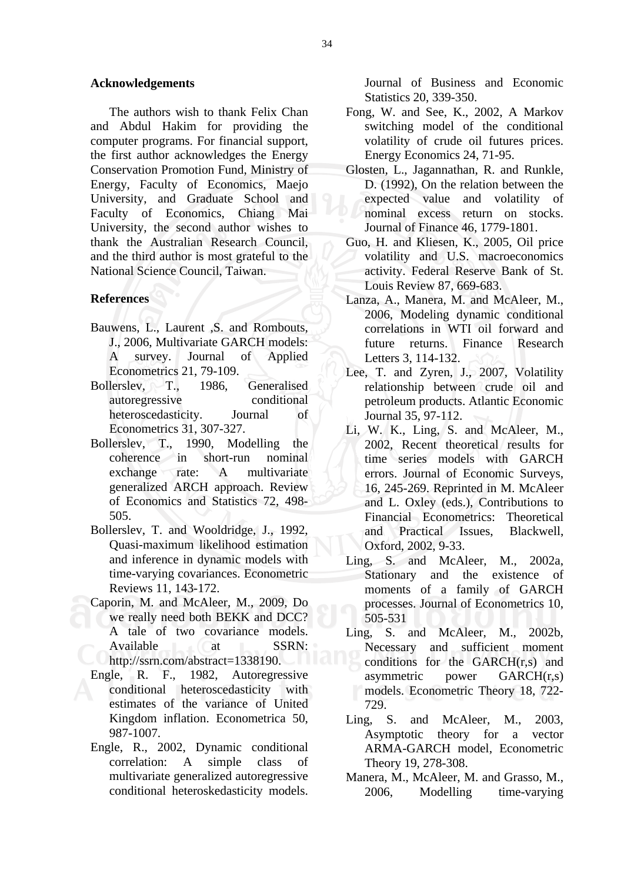## Acknowledgements

The authors wish to thank Felix Chan and Abdul Hakim for providing the computer programs. For financial support, the first author acknowledges the Energy Conservation Promotion Fund, Ministry of Energy, Faculty of Economics, Maejo University, and Graduate School and Faculty of Economics, Chiang Mai University, the second author wishes to thank the Australian Research Council, and the third author is most grateful to the National Science Council, Taiwan.

## References

Bauwens, L., Laurent ,S. and Rombouts, J., 2006, Multivariate GARCH models: A survey. Journal of Applied Econometrics 21, 79-109.

Bollerslev, T., 1986, Generalised autoregressive conditional heteroscedasticity. Journal of Econometrics 31, 307-327.

Bollerslev, T., 1990, Modelling the coherence in short-run nominal exchange rate: A multivariate generalized ARCH approach. Review of Economics and Statistics 72, 498-505.

Bollerslev, T. and Wooldridge, J., 1992, Quasi-maximum likelihood estimation and inference in dynamic models with time-varying covariances. Econometric Reviews 11, 143-172.

Caporin, M. and McAleer, M., 2009, Do we really need both BEKK and DCC? A tale of two covariance models. Available at SSRN: http://ssrn.com/abstract=1338190.

Engle, R. F., 1982, Autoregressive conditional heteroscedasticity with estimates of the variance of United Kingdom inflation. Econometrica 50, 987-1007.

Engle, R., 2002, Dynamic conditional correlation: A simple class of multivariate generalized autoregressive conditional heteroskedasticity models. Journal of Business and Economic Statistics 20, 339-350.

Fong, W. and See, K., 2002, A Markov switching model of the conditional volatility of crude oil futures prices. Energy Economics 24, 71-95.

Glosten, L., Jagannathan, R. and Runkle, D. (1992), On the relation between the expected value and volatility of nominal excess return on stocks. Journal of Finance 46, 1779-1801.

Guo, H. and Kliesen, K., 2005, Oil price volatility and U.S. macroeconomics activity. Federal Reserve Bank of St. Louis Review 87, 669-683.

Lanza, A., Manera, M. and McAleer, M., 2006, Modeling dynamic conditional correlations in WTI oil forward and future returns. Finance Research Letters 3, 114-132.

Lee, T. and Zyren, J., 2007, Volatility relationship between crude oil and petroleum products. Atlantic Economic Journal 35, 97-112.

Li, W. K., Ling, S. and McAleer, M., 2002, Recent theoretical results for time series models with GARCH errors. Journal of Economic Surveys, 16, 245-269. Reprinted in M. McAleer and L. Oxley (eds.), Contributions to Financial Econometrics: Theoretical and Practical Issues, Blackwell, Oxford, 2002, 9-33.

Ling, S. and McAleer, M., 2002a, Stationary and the existence of moments of a family of GARCH processes. Journal of Econometrics 10, 505-531

Ling, S. and McAleer, M., 2002b, Necessary and sufficient moment conditions for the GARCH(r,s) and asymmetric power GARCH(r,s) models. Econometric Theory 18, 722-729.

Ling, S. and McAleer, M., 2003, Asymptotic theory for a vector ARMA-GARCH model, Econometric Theory 19, 278-308.

Manera, M., McAleer, M. and Grasso, M., 2006, Modelling time-varying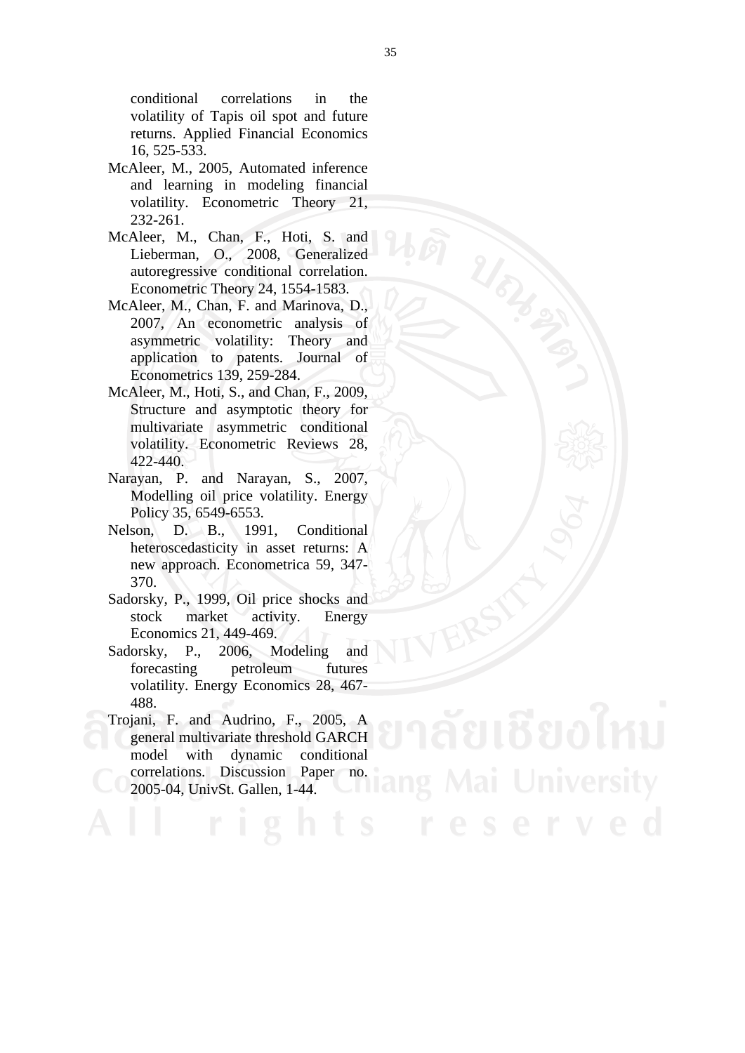conditional correlations in the volatility of Tapis oil spot and future returns. Applied Financial Economics 16, 525-533.

McAleer, M., 2005, Automated inference and learning in modeling financial volatility. Econometric Theory 21, 232-261.

McAleer, M., Chan, F., Hoti, S. and Lieberman, O., 2008, Generalized autoregressive conditional correlation. Econometric Theory 24, 1554-1583.

McAleer, M., Chan, F. and Marinova, D., 2007, An econometric analysis of asymmetric volatility: Theory and application to patents. Journal of Econometrics 139, 259-284.

McAleer, M., Hoti, S., and Chan, F., 2009, Structure and asymptotic theory for multivariate asymmetric conditional volatility. Econometric Reviews 28, 422-440.

Narayan, P. and Narayan, S., 2007, Modelling oil price volatility. Energy Policy 35, 6549-6553.

Nelson, D. B., 1991, Conditional heteroscedasticity in asset returns: A new approach. Econometrica 59, 347-370.

Sadorsky, P., 1999, Oil price shocks and stock market activity. Energy Economics 21, 449-469.

Sadorsky, P., 2006, Modeling and forecasting petroleum futures volatility. Energy Economics 28, 467-488.

Trojani, F. and Audrino, F., 2005, A general multivariate threshold GARCH model with dynamic conditional correlations. Discussion Paper no. 2005-04, UnivSt. Gallen, 1-44.